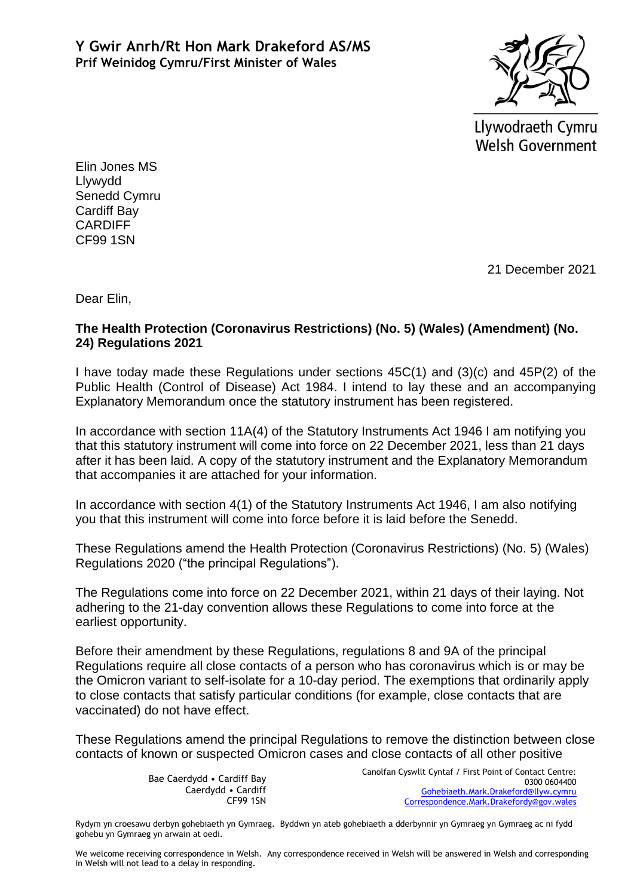**Y Gwir Anrh/Rt Hon Mark Drakeford AS/MS**
**Prif Weinidog Cymru/First Minister of Wales**

Llywodraeth Cymru
Welsh Government

Elin Jones MS
Llywydd
Senedd Cymru
Cardiff Bay
CARDIFF
CF99 1SN

21 December 2021

Dear Elin,

**The Health Protection (Coronavirus Restrictions) (No. 5) (Wales) (Amendment) (No. 24) Regulations 2021**

I have today made these Regulations under sections 45C(1) and (3)(c) and 45P(2) of the Public Health (Control of Disease) Act 1984. I intend to lay these and an accompanying Explanatory Memorandum once the statutory instrument has been registered.

In accordance with section 11A(4) of the Statutory Instruments Act 1946 I am notifying you that this statutory instrument will come into force on 22 December 2021, less than 21 days after it has been laid. A copy of the statutory instrument and the Explanatory Memorandum that accompanies it are attached for your information.

In accordance with section 4(1) of the Statutory Instruments Act 1946, I am also notifying you that this instrument will come into force before it is laid before the Senedd.

These Regulations amend the Health Protection (Coronavirus Restrictions) (No. 5) (Wales) Regulations 2020 ("the principal Regulations").

The Regulations come into force on 22 December 2021, within 21 days of their laying. Not adhering to the 21-day convention allows these Regulations to come into force at the earliest opportunity.

Before their amendment by these Regulations, regulations 8 and 9A of the principal Regulations require all close contacts of a person who has coronavirus which is or may be the Omicron variant to self-isolate for a 10-day period. The exemptions that ordinarily apply to close contacts that satisfy particular conditions (for example, close contacts that are vaccinated) do not have effect.

These Regulations amend the principal Regulations to remove the distinction between close contacts of known or suspected Omicron cases and close contacts of all other positive

Bae Caerdydd • Cardiff Bay
Caerdydd • Cardiff
CF99 1SN

Canolfan Cyswllt Cyntaf / First Point of Contact Centre:
0300 0604400
Gohebiaeth.Mark.Drakeford@llyw.cymru
Correspondence.Mark.Drakeford@gov.wales

Rydym yn croesawu derbyn gohebiaeth yn Gymraeg. Byddwn yn ateb gohebiaeth a dderbynnir yn Gymraeg yn Gymraeg ac ni fydd gohebu yn Gymraeg yn arwain at oedi.

We welcome receiving correspondence in Welsh. Any correspondence received in Welsh will be answered in Welsh and corresponding in Welsh will not lead to a delay in responding.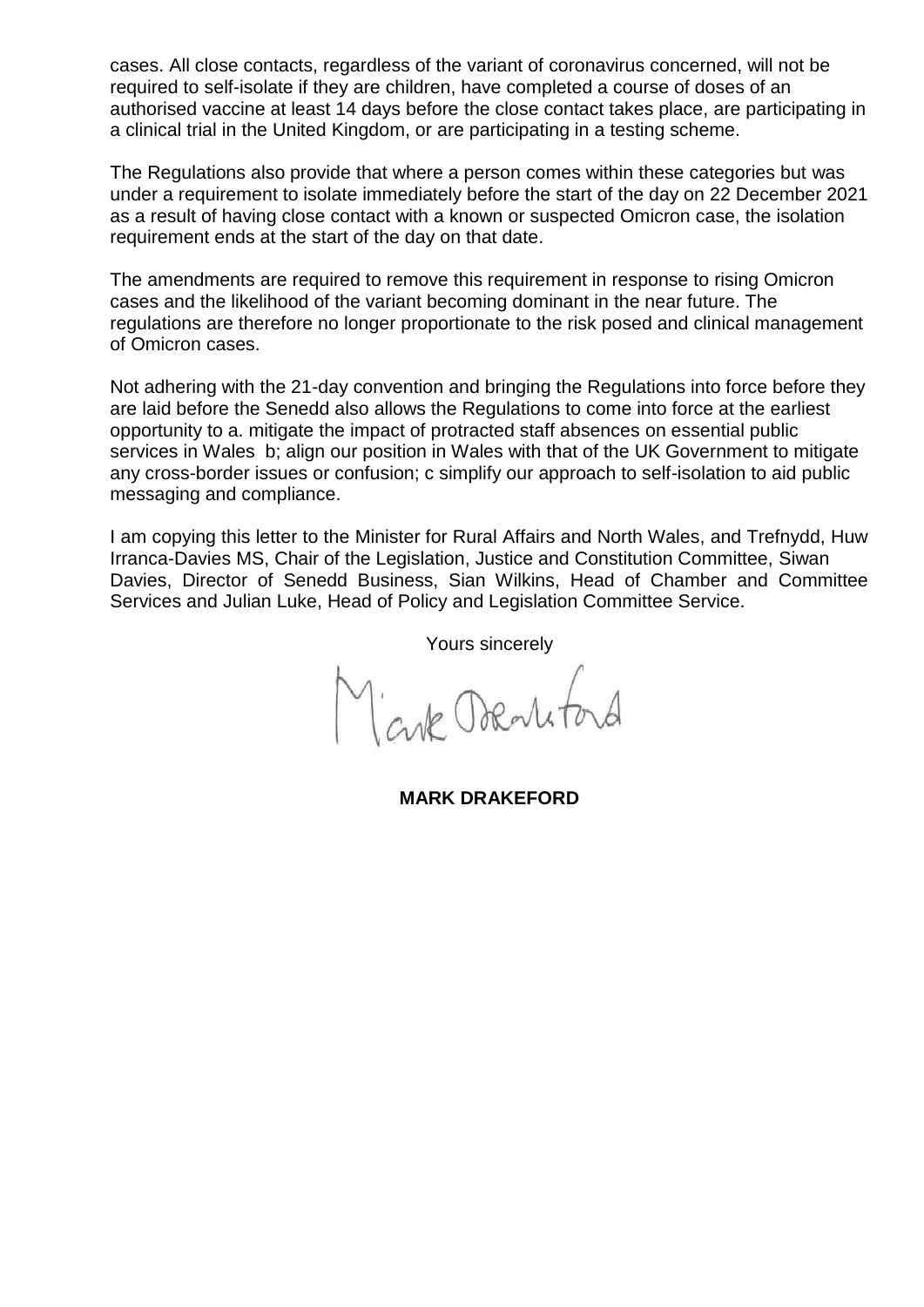cases. All close contacts, regardless of the variant of coronavirus concerned, will not be required to self-isolate if they are children, have completed a course of doses of an authorised vaccine at least 14 days before the close contact takes place, are participating in a clinical trial in the United Kingdom, or are participating in a testing scheme.

The Regulations also provide that where a person comes within these categories but was under a requirement to isolate immediately before the start of the day on 22 December 2021 as a result of having close contact with a known or suspected Omicron case, the isolation requirement ends at the start of the day on that date.

The amendments are required to remove this requirement in response to rising Omicron cases and the likelihood of the variant becoming dominant in the near future. The regulations are therefore no longer proportionate to the risk posed and clinical management of Omicron cases.

Not adhering with the 21-day convention and bringing the Regulations into force before they are laid before the Senedd also allows the Regulations to come into force at the earliest opportunity to a. mitigate the impact of protracted staff absences on essential public services in Wales b; align our position in Wales with that of the UK Government to mitigate any cross-border issues or confusion; c simplify our approach to self-isolation to aid public messaging and compliance.

I am copying this letter to the Minister for Rural Affairs and North Wales, and Trefnydd, Huw Irranca-Davies MS, Chair of the Legislation, Justice and Constitution Committee, Siwan Davies, Director of Senedd Business, Sian Wilkins, Head of Chamber and Committee Services and Julian Luke, Head of Policy and Legislation Committee Service.

Yours sincerely

**MARK DRAKEFORD**